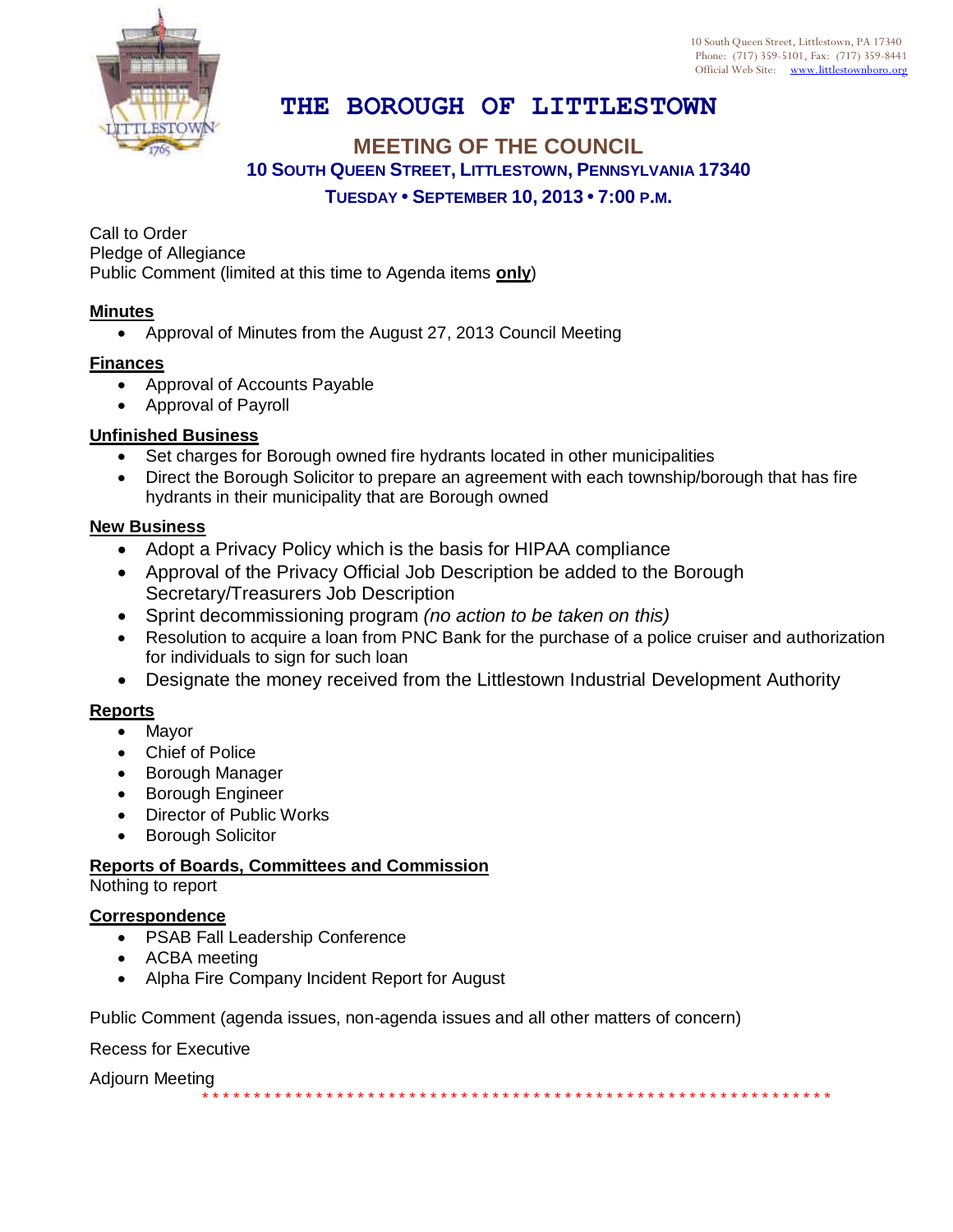10 South Queen Street, Littlestown, PA 17340
Phone: (717) 359-5101, Fax: (717) 359-8441
Official Web Site: www.littlestownboro.org

# THE BOROUGH OF LITTLESTOWN

## MEETING OF THE COUNCIL

### 10 SOUTH QUEEN STREET, LITTLESTOWN, PENNSYLVANIA 17340

### TUESDAY • SEPTEMBER 10, 2013 • 7:00 P.M.

Call to Order
Pledge of Allegiance
Public Comment (limited at this time to Agenda items **only**)

**Minutes**

- Approval of Minutes from the August 27, 2013 Council Meeting

**Finances**

- Approval of Accounts Payable
- Approval of Payroll

**Unfinished Business**

- Set charges for Borough owned fire hydrants located in other municipalities
- Direct the Borough Solicitor to prepare an agreement with each township/borough that has fire hydrants in their municipality that are Borough owned

**New Business**

- Adopt a Privacy Policy which is the basis for HIPAA compliance
- Approval of the Privacy Official Job Description be added to the Borough Secretary/Treasurers Job Description
- Sprint decommissioning program *(no action to be taken on this)*
- Resolution to acquire a loan from PNC Bank for the purchase of a police cruiser and authorization for individuals to sign for such loan
- Designate the money received from the Littlestown Industrial Development Authority

**Reports**

- Mayor
- Chief of Police
- Borough Manager
- Borough Engineer
- Director of Public Works
- Borough Solicitor

**Reports of Boards, Committees and Commission**

Nothing to report

**Correspondence**

- PSAB Fall Leadership Conference
- ACBA meeting
- Alpha Fire Company Incident Report for August

Public Comment (agenda issues, non-agenda issues and all other matters of concern)

Recess for Executive

Adjourn Meeting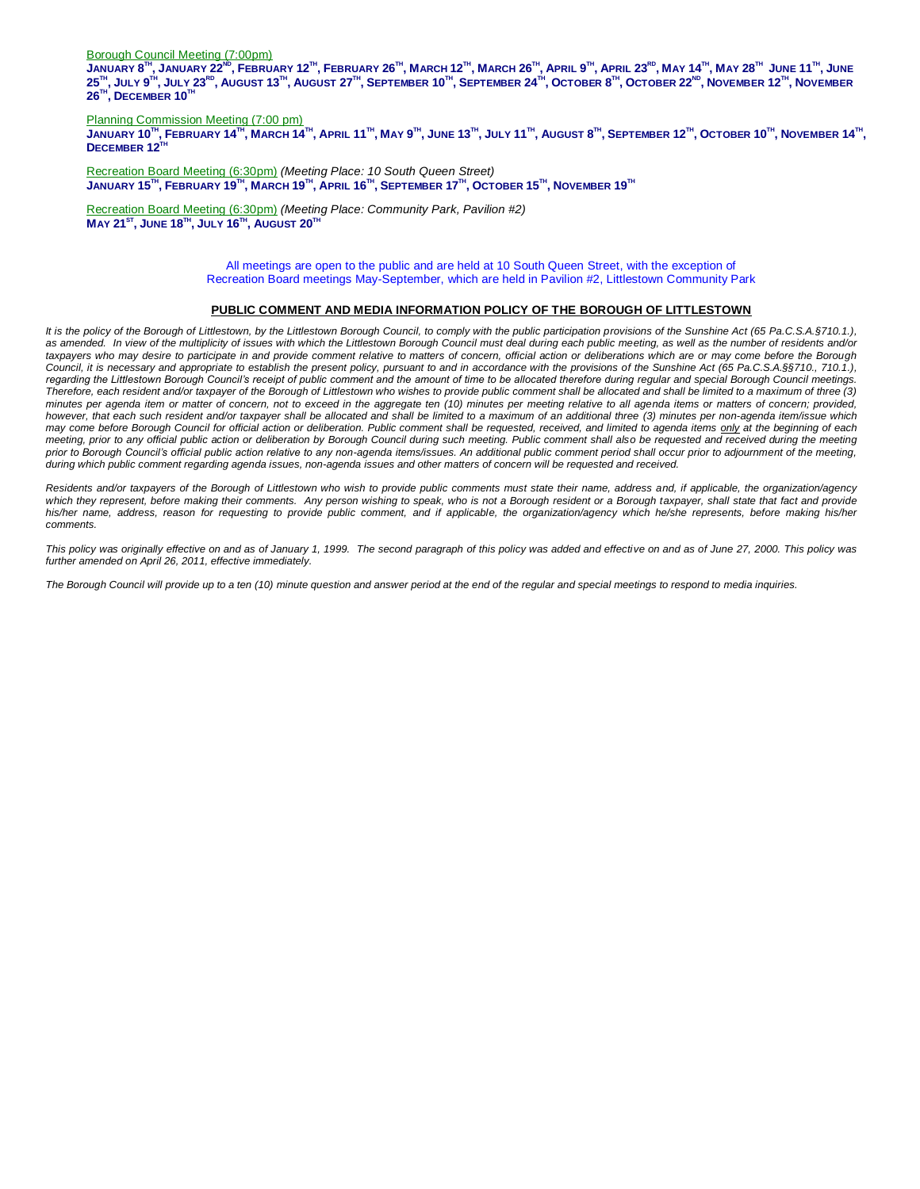Borough Council Meeting (7:00pm)

**JANUARY 8TH, JANUARY 22ND, FEBRUARY 12TH, FEBRUARY 26TH, MARCH 12TH, MARCH 26TH, APRIL 9TH, APRIL 23RD, MAY 14TH, MAY 28TH JUNE 11TH, JUNE 25TH, JULY 9TH, JULY 23RD, AUGUST 13TH, AUGUST 27TH, SEPTEMBER 10TH, SEPTEMBER 24TH, OCTOBER 8TH, OCTOBER 22ND, NOVEMBER 12TH, NOVEMBER 26TH, DECEMBER 10TH**

Planning Commission Meeting (7:00 pm)

**JANUARY 10TH, FEBRUARY 14TH, MARCH 14TH, APRIL 11TH, MAY 9TH, JUNE 13TH, JULY 11TH, AUGUST 8TH, SEPTEMBER 12TH, OCTOBER 10TH, NOVEMBER 14TH, DECEMBER 12TH**

Recreation Board Meeting (6:30pm) *(Meeting Place: 10 South Queen Street)*

**JANUARY 15TH, FEBRUARY 19TH, MARCH 19TH, APRIL 16TH, SEPTEMBER 17TH, OCTOBER 15TH, NOVEMBER 19TH**

Recreation Board Meeting (6:30pm) *(Meeting Place: Community Park, Pavilion #2)*

**MAY 21ST, JUNE 18TH, JULY 16TH, AUGUST 20TH**

All meetings are open to the public and are held at 10 South Queen Street, with the exception of Recreation Board meetings May-September, which are held in Pavilion #2, Littlestown Community Park

## PUBLIC COMMENT AND MEDIA INFORMATION POLICY OF THE BOROUGH OF LITTLESTOWN

*It is the policy of the Borough of Littlestown, by the Littlestown Borough Council, to comply with the public participation provisions of the Sunshine Act (65 Pa.C.S.A.§710.1.), as amended. In view of the multiplicity of issues with which the Littlestown Borough Council must deal during each public meeting, as well as the number of residents and/or taxpayers who may desire to participate in and provide comment relative to matters of concern, official action or deliberations which are or may come before the Borough Council, it is necessary and appropriate to establish the present policy, pursuant to and in accordance with the provisions of the Sunshine Act (65 Pa.C.S.A.§§710., 710.1.), regarding the Littlestown Borough Council's receipt of public comment and the amount of time to be allocated therefore during regular and special Borough Council meetings. Therefore, each resident and/or taxpayer of the Borough of Littlestown who wishes to provide public comment shall be allocated and shall be limited to a maximum of three (3) minutes per agenda item or matter of concern, not to exceed in the aggregate ten (10) minutes per meeting relative to all agenda items or matters of concern; provided, however, that each such resident and/or taxpayer shall be allocated and shall be limited to a maximum of an additional three (3) minutes per non-agenda item/issue which may come before Borough Council for official action or deliberation. Public comment shall be requested, received, and limited to agenda items only at the beginning of each meeting, prior to any official public action or deliberation by Borough Council during such meeting. Public comment shall also be requested and received during the meeting prior to Borough Council's official public action relative to any non-agenda items/issues. An additional public comment period shall occur prior to adjournment of the meeting, during which public comment regarding agenda issues, non-agenda issues and other matters of concern will be requested and received.*

*Residents and/or taxpayers of the Borough of Littlestown who wish to provide public comments must state their name, address and, if applicable, the organization/agency which they represent, before making their comments. Any person wishing to speak, who is not a Borough resident or a Borough taxpayer, shall state that fact and provide his/her name, address, reason for requesting to provide public comment, and if applicable, the organization/agency which he/she represents, before making his/her comments.*

*This policy was originally effective on and as of January 1, 1999. The second paragraph of this policy was added and effective on and as of June 27, 2000. This policy was further amended on April 26, 2011, effective immediately.*

*The Borough Council will provide up to a ten (10) minute question and answer period at the end of the regular and special meetings to respond to media inquiries.*